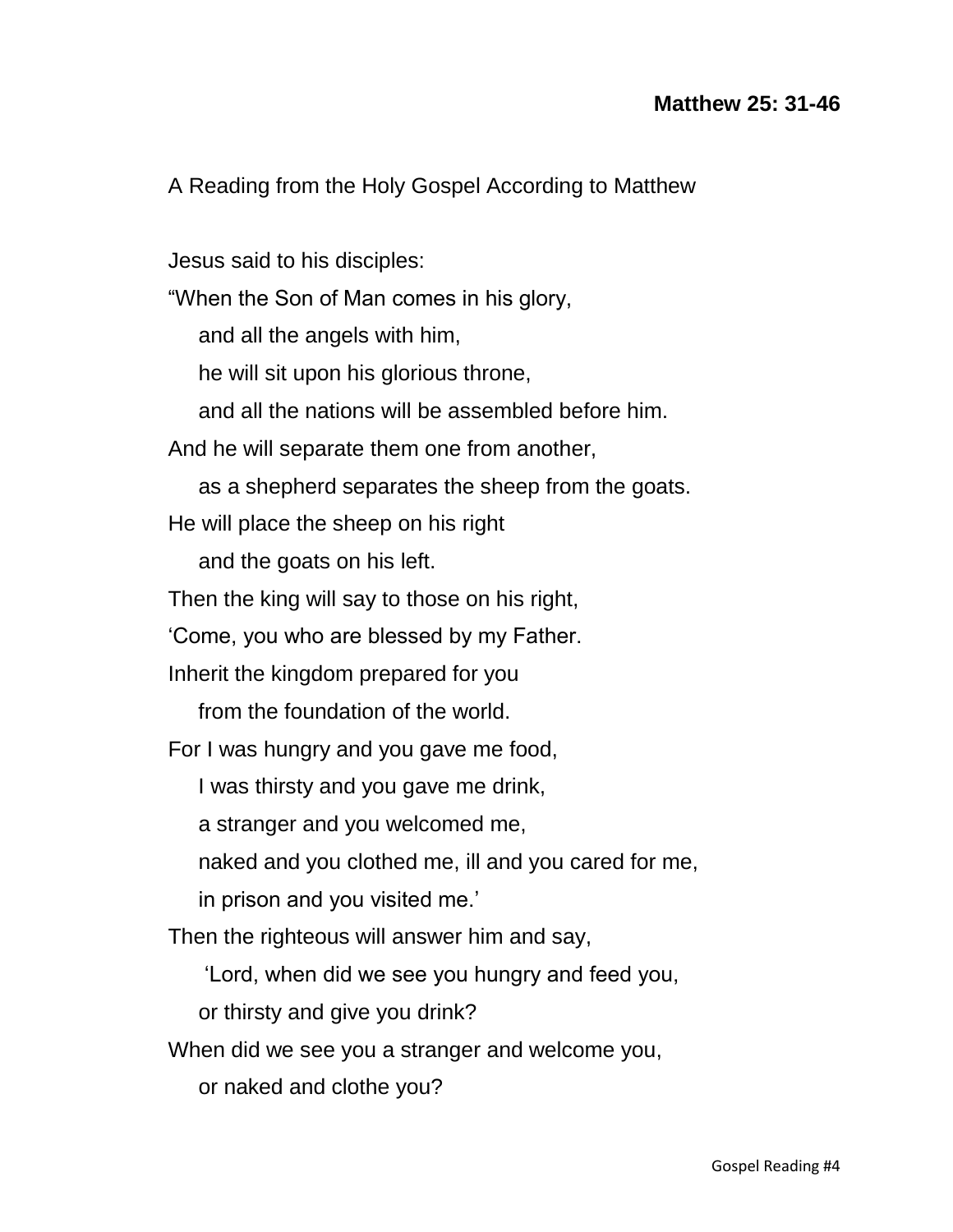**Matthew 25: 31-46**

A Reading from the Holy Gospel According to Matthew

Jesus said to his disciples:

"When the Son of Man comes in his glory,

and all the angels with him,

he will sit upon his glorious throne,

and all the nations will be assembled before him.

And he will separate them one from another,

as a shepherd separates the sheep from the goats.

He will place the sheep on his right

and the goats on his left.

Then the king will say to those on his right,

'Come, you who are blessed by my Father.

Inherit the kingdom prepared for you

from the foundation of the world.

For I was hungry and you gave me food,

I was thirsty and you gave me drink,

a stranger and you welcomed me,

naked and you clothed me, ill and you cared for me,

in prison and you visited me.'

Then the righteous will answer him and say,

'Lord, when did we see you hungry and feed you,

or thirsty and give you drink?

When did we see you a stranger and welcome you,

or naked and clothe you?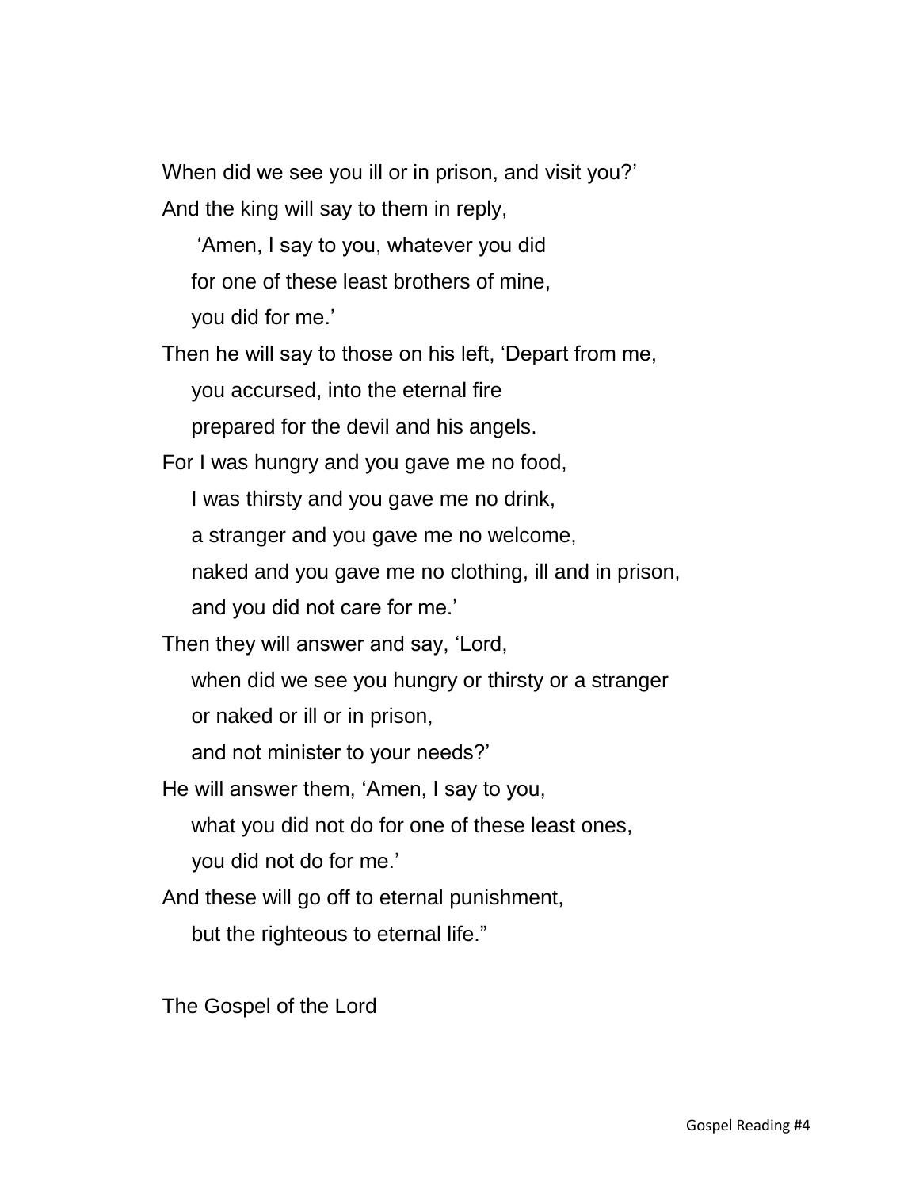When did we see you ill or in prison, and visit you?'
And the king will say to them in reply,
'Amen, I say to you, whatever you did
for one of these least brothers of mine,
you did for me.'
Then he will say to those on his left, 'Depart from me,
you accursed, into the eternal fire
prepared for the devil and his angels.
For I was hungry and you gave me no food,
I was thirsty and you gave me no drink,
a stranger and you gave me no welcome,
naked and you gave me no clothing, ill and in prison,
and you did not care for me.'
Then they will answer and say, 'Lord,
when did we see you hungry or thirsty or a stranger
or naked or ill or in prison,
and not minister to your needs?'
He will answer them, 'Amen, I say to you,
what you did not do for one of these least ones,
you did not do for me.'
And these will go off to eternal punishment,
but the righteous to eternal life."

The Gospel of the Lord

Gospel Reading #4